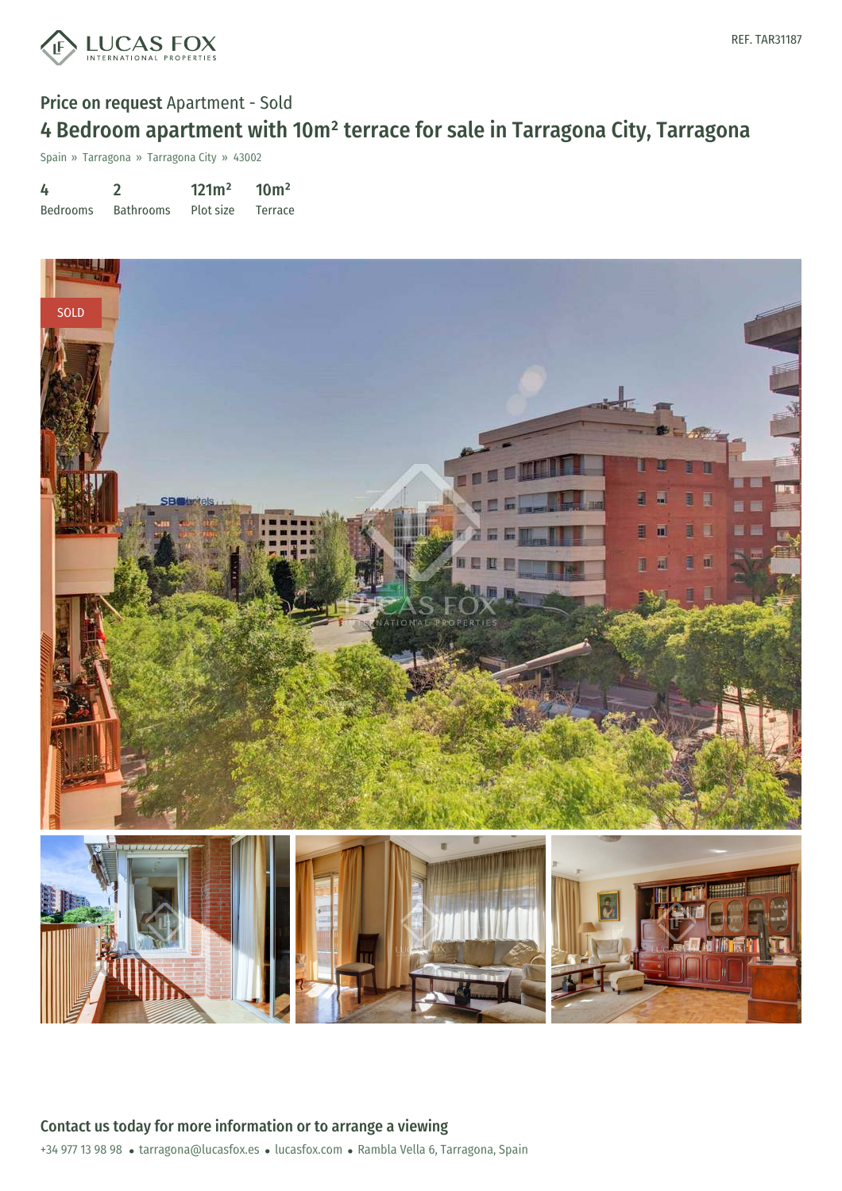REF. TAR31187

Price on request Apartment - Sold

# 4 Bedroom apartment with 10m² terrace for sale in Tarragona City, Tarragona

Spain » Tarragona » Tarragona City » 43002

| 4 | 2 | 121m² | 10m² |
|---|---|---|---|
| Bedrooms | Bathrooms | Plot size | Terrace |

SOLD

## Contact us today for more information or to arrange a viewing

+34 977 13 98 98 • tarragona@lucasfox.es • lucasfox.com • Rambla Vella 6, Tarragona, Spain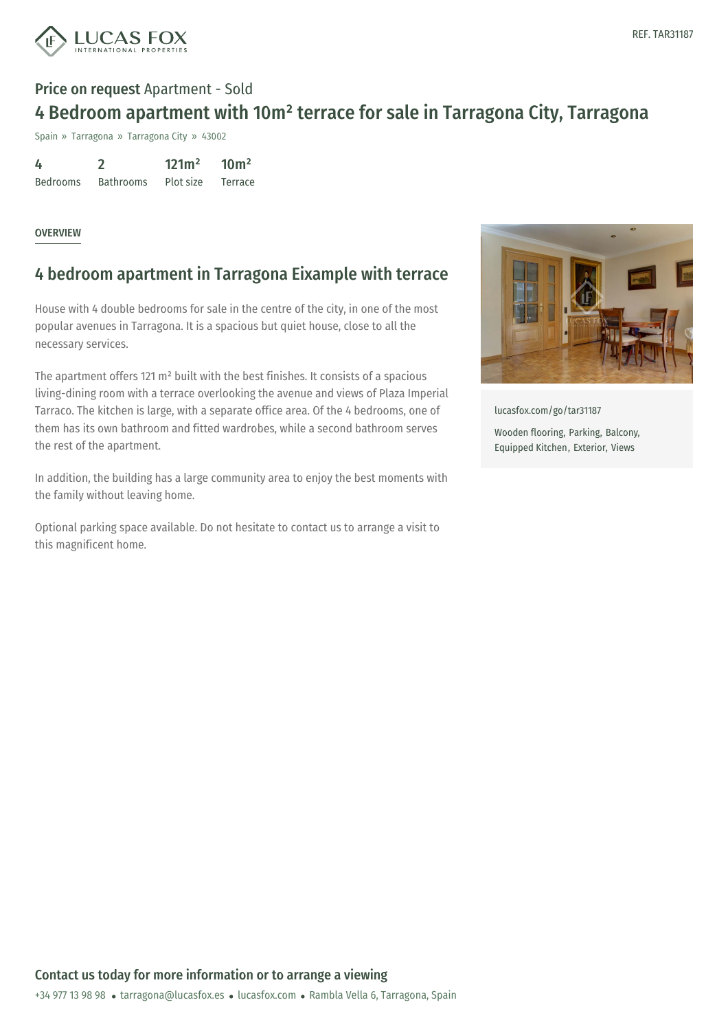REF. TAR31187

**Price on request** Apartment - Sold

# 4 Bedroom apartment with 10m² terrace for sale in Tarragona City, Tarragona

Spain » Tarragona » Tarragona City » 43002

| 4 | 2 | 121m² | 10m² |
|---|---|---|---|
| Bedrooms | Bathrooms | Plot size | Terrace |

OVERVIEW

## 4 bedroom apartment in Tarragona Eixample with terrace

House with 4 double bedrooms for sale in the centre of the city, in one of the most popular avenues in Tarragona. It is a spacious but quiet house, close to all the necessary services.

The apartment offers 121 m² built with the best finishes. It consists of a spacious living-dining room with a terrace overlooking the avenue and views of Plaza Imperial Tarraco. The kitchen is large, with a separate office area. Of the 4 bedrooms, one of them has its own bathroom and fitted wardrobes, while a second bathroom serves the rest of the apartment.

In addition, the building has a large community area to enjoy the best moments with the family without leaving home.

Optional parking space available. Do not hesitate to contact us to arrange a visit to this magnificent home.

lucasfox.com/go/tar31187

Wooden flooring, Parking, Balcony, Equipped Kitchen, Exterior, Views

**Contact us today for more information or to arrange a viewing**

+34 977 13 98 98 • tarragona@lucasfox.es • lucasfox.com • Rambla Vella 6, Tarragona, Spain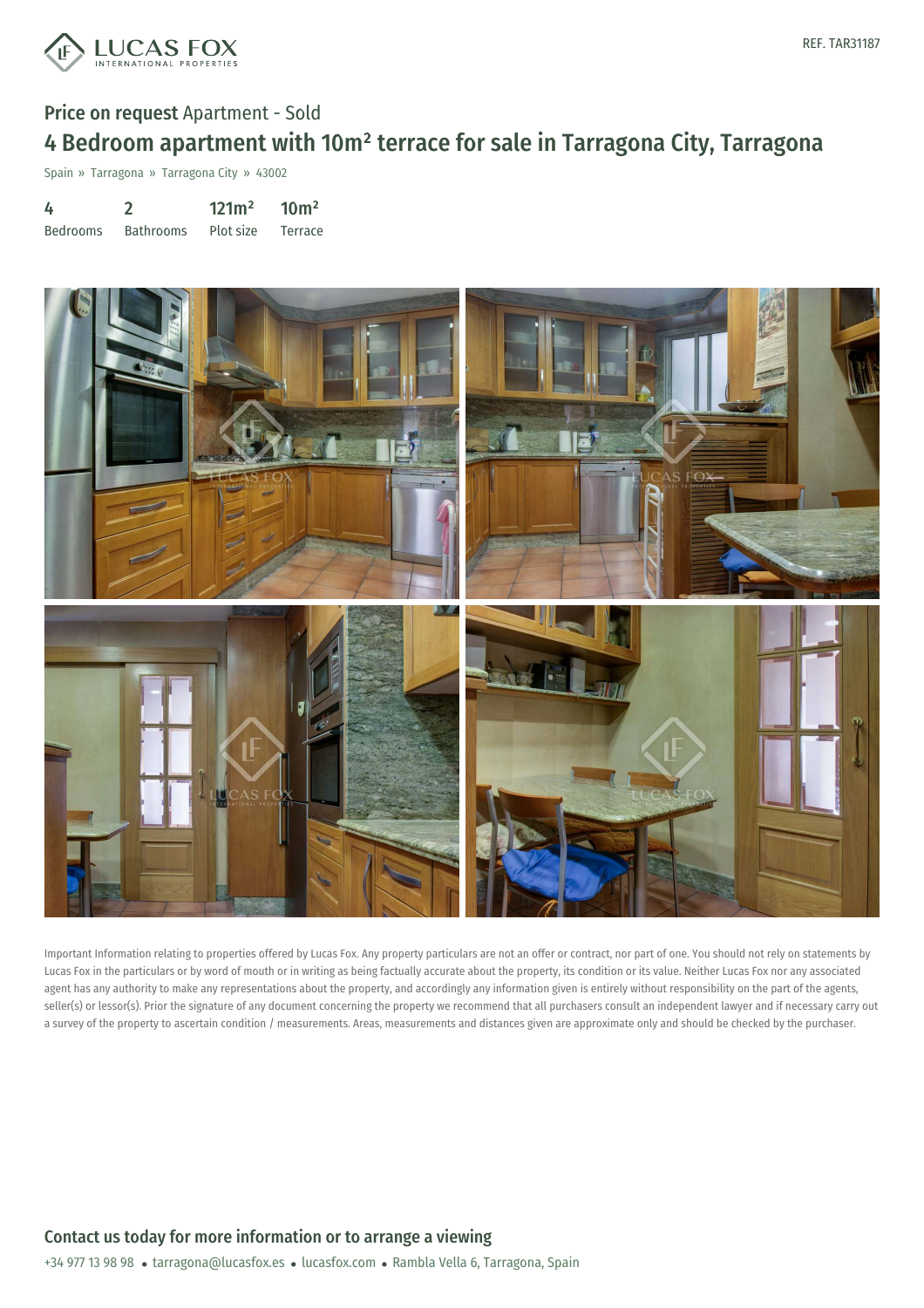REF. TAR31187

**Price on request** Apartment - Sold

# 4 Bedroom apartment with 10m² terrace for sale in Tarragona City, Tarragona

Spain » Tarragona » Tarragona City » 43002

| 4 | 2 | 121m² | 10m² |
| --- | --- | --- | --- |
| Bedrooms | Bathrooms | Plot size | Terrace |

Important Information relating to properties offered by Lucas Fox. Any property particulars are not an offer or contract, nor part of one. You should not rely on statements by Lucas Fox in the particulars or by word of mouth or in writing as being factually accurate about the property, its condition or its value. Neither Lucas Fox nor any associated agent has any authority to make any representations about the property, and accordingly any information given is entirely without responsibility on the part of the agents, seller(s) or lessor(s). Prior the signature of any document concerning the property we recommend that all purchasers consult an independent lawyer and if necessary carry out a survey of the property to ascertain condition / measurements. Areas, measurements and distances given are approximate only and should be checked by the purchaser.

## Contact us today for more information or to arrange a viewing

+34 977 13 98 98 • tarragona@lucasfox.es • lucasfox.com • Rambla Vella 6, Tarragona, Spain